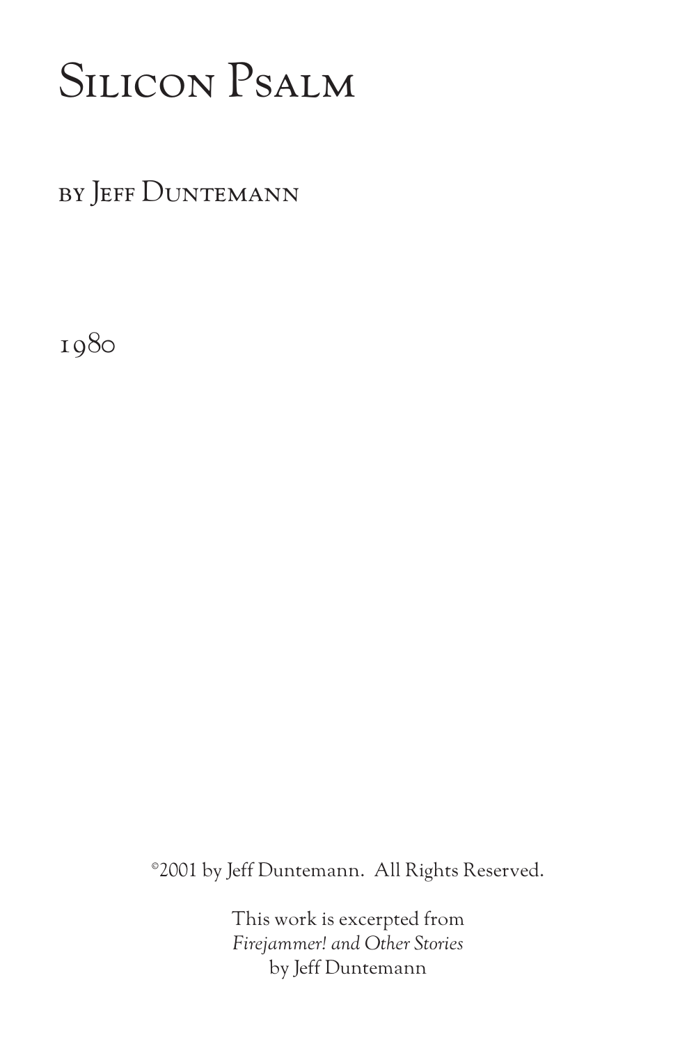# Silicon Psalm

by Jeff Duntemann

1980

©2001 by Jeff Duntemann. All Rights Reserved.

This work is excerpted from
*Firejammer! and Other Stories*
by Jeff Duntemann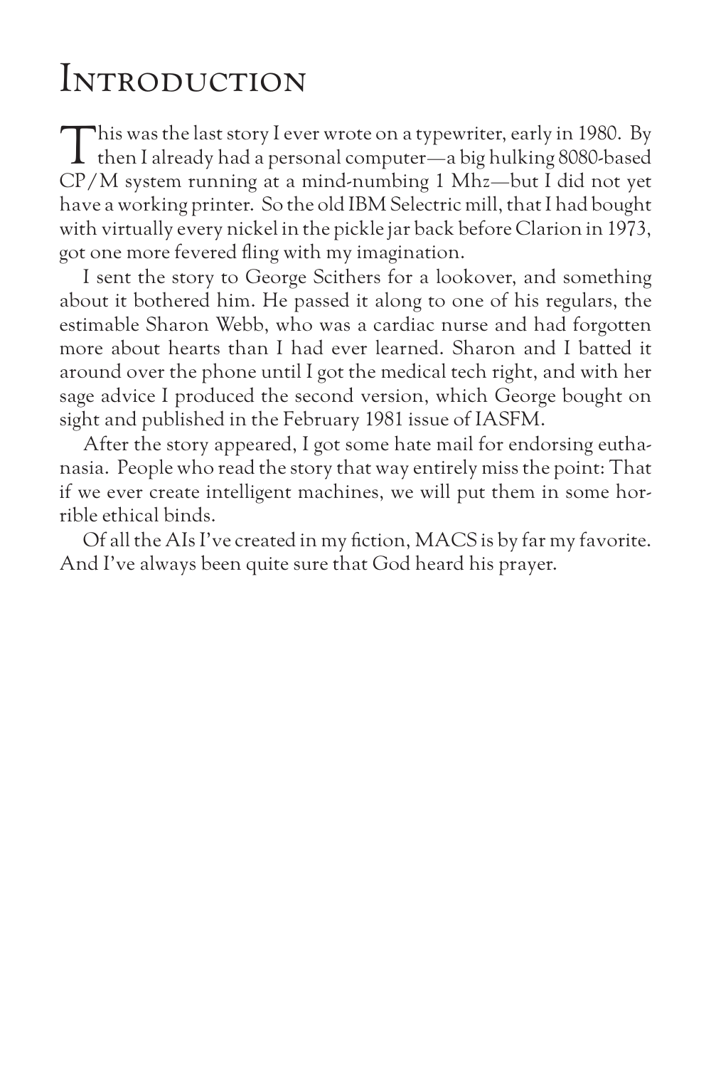# Introduction

This was the last story I ever wrote on a typewriter, early in 1980. By then I already had a personal computer—a big hulking 8080-based CP/M system running at a mind-numbing 1 Mhz—but I did not yet have a working printer. So the old IBM Selectric mill, that I had bought with virtually every nickel in the pickle jar back before Clarion in 1973, got one more fevered fling with my imagination.

I sent the story to George Scithers for a lookover, and something about it bothered him. He passed it along to one of his regulars, the estimable Sharon Webb, who was a cardiac nurse and had forgotten more about hearts than I had ever learned. Sharon and I batted it around over the phone until I got the medical tech right, and with her sage advice I produced the second version, which George bought on sight and published in the February 1981 issue of IASFM.

After the story appeared, I got some hate mail for endorsing euthanasia. People who read the story that way entirely miss the point: That if we ever create intelligent machines, we will put them in some horrible ethical binds.

Of all the AIs I've created in my fiction, MACS is by far my favorite. And I've always been quite sure that God heard his prayer.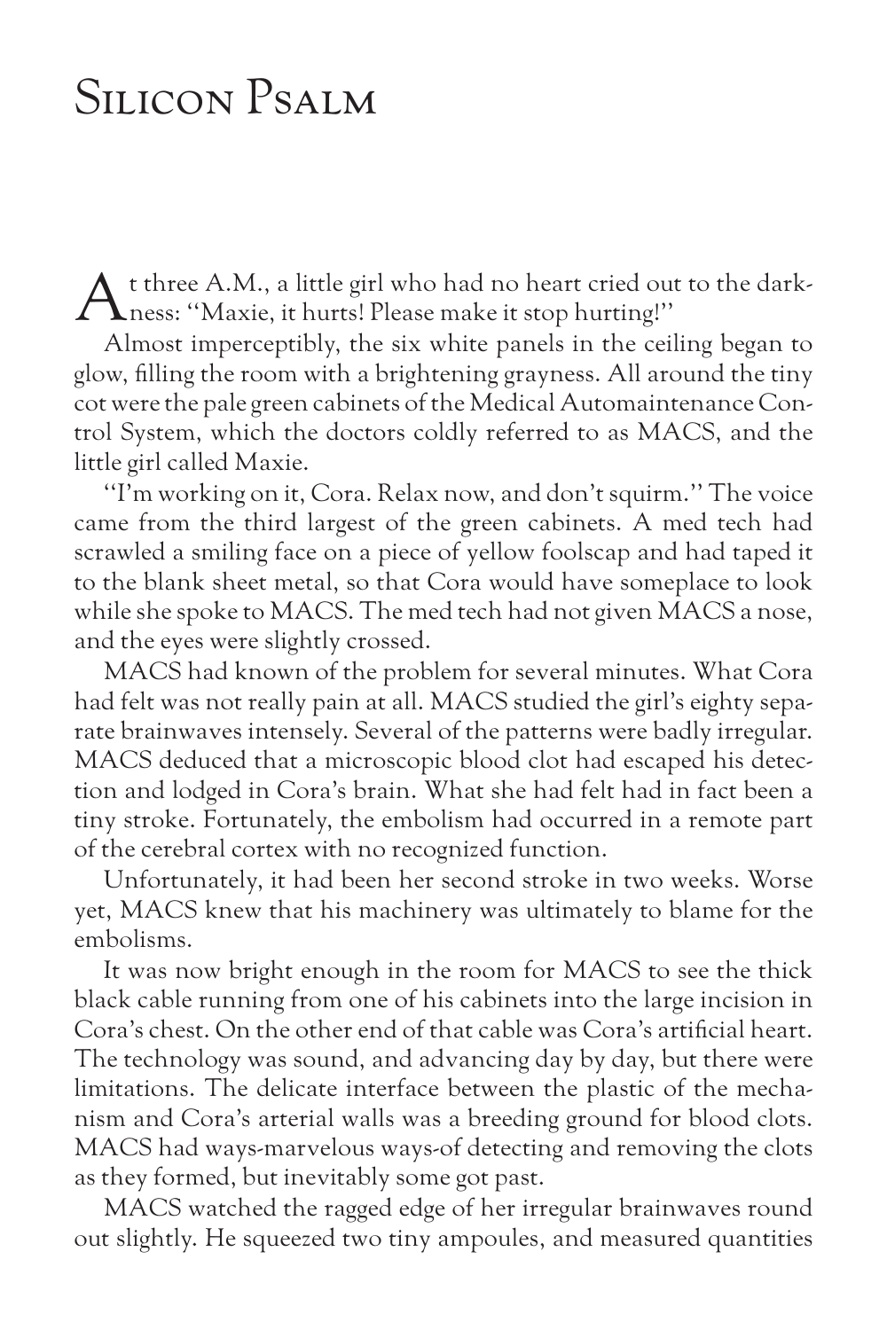# Silicon Psalm

At three A.M., a little girl who had no heart cried out to the darkness: ''Maxie, it hurts! Please make it stop hurting!''

Almost imperceptibly, the six white panels in the ceiling began to glow, filling the room with a brightening grayness. All around the tiny cot were the pale green cabinets of the Medical Automaintenance Control System, which the doctors coldly referred to as MACS, and the little girl called Maxie.

''I'm working on it, Cora. Relax now, and don't squirm.'' The voice came from the third largest of the green cabinets. A med tech had scrawled a smiling face on a piece of yellow foolscap and had taped it to the blank sheet metal, so that Cora would have someplace to look while she spoke to MACS. The med tech had not given MACS a nose, and the eyes were slightly crossed.

MACS had known of the problem for several minutes. What Cora had felt was not really pain at all. MACS studied the girl's eighty separate brainwaves intensely. Several of the patterns were badly irregular. MACS deduced that a microscopic blood clot had escaped his detection and lodged in Cora's brain. What she had felt had in fact been a tiny stroke. Fortunately, the embolism had occurred in a remote part of the cerebral cortex with no recognized function.

Unfortunately, it had been her second stroke in two weeks. Worse yet, MACS knew that his machinery was ultimately to blame for the embolisms.

It was now bright enough in the room for MACS to see the thick black cable running from one of his cabinets into the large incision in Cora's chest. On the other end of that cable was Cora's artificial heart. The technology was sound, and advancing day by day, but there were limitations. The delicate interface between the plastic of the mechanism and Cora's arterial walls was a breeding ground for blood clots. MACS had ways-marvelous ways-of detecting and removing the clots as they formed, but inevitably some got past.

MACS watched the ragged edge of her irregular brainwaves round out slightly. He squeezed two tiny ampoules, and measured quantities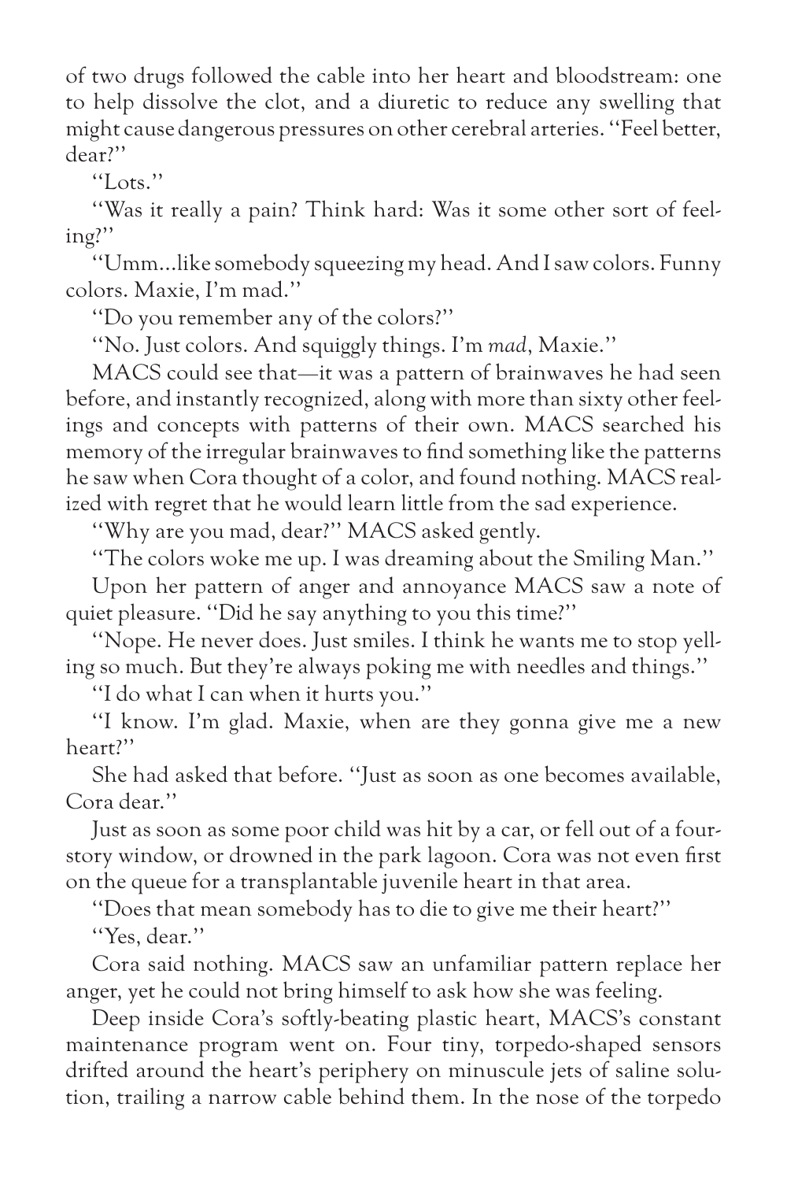of two drugs followed the cable into her heart and bloodstream: one to help dissolve the clot, and a diuretic to reduce any swelling that might cause dangerous pressures on other cerebral arteries. "Feel better, dear?"

"Lots."

"Was it really a pain? Think hard: Was it some other sort of feeling?"

"Umm...like somebody squeezing my head. And I saw colors. Funny colors. Maxie, I'm mad."

"Do you remember any of the colors?"

"No. Just colors. And squiggly things. I'm *mad*, Maxie."

MACS could see that—it was a pattern of brainwaves he had seen before, and instantly recognized, along with more than sixty other feelings and concepts with patterns of their own. MACS searched his memory of the irregular brainwaves to find something like the patterns he saw when Cora thought of a color, and found nothing. MACS realized with regret that he would learn little from the sad experience.

"Why are you mad, dear?" MACS asked gently.

"The colors woke me up. I was dreaming about the Smiling Man."

Upon her pattern of anger and annoyance MACS saw a note of quiet pleasure. "Did he say anything to you this time?"

"Nope. He never does. Just smiles. I think he wants me to stop yelling so much. But they're always poking me with needles and things."

"I do what I can when it hurts you."

"I know. I'm glad. Maxie, when are they gonna give me a new heart?"

She had asked that before. "Just as soon as one becomes available, Cora dear."

Just as soon as some poor child was hit by a car, or fell out of a four-story window, or drowned in the park lagoon. Cora was not even first on the queue for a transplantable juvenile heart in that area.

"Does that mean somebody has to die to give me their heart?"

"Yes, dear."

Cora said nothing. MACS saw an unfamiliar pattern replace her anger, yet he could not bring himself to ask how she was feeling.

Deep inside Cora's softly-beating plastic heart, MACS's constant maintenance program went on. Four tiny, torpedo-shaped sensors drifted around the heart's periphery on minuscule jets of saline solution, trailing a narrow cable behind them. In the nose of the torpedo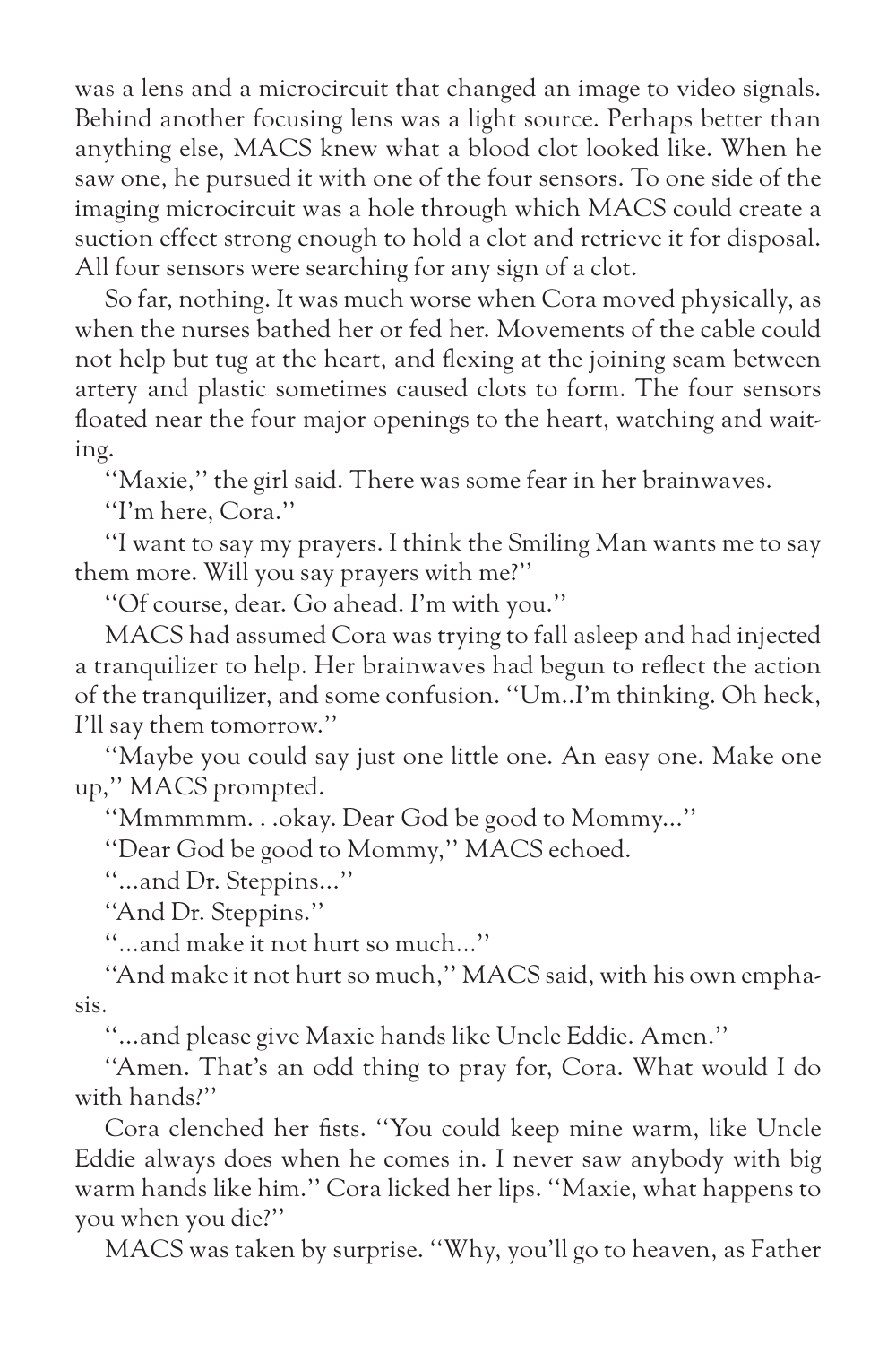was a lens and a microcircuit that changed an image to video signals. Behind another focusing lens was a light source. Perhaps better than anything else, MACS knew what a blood clot looked like. When he saw one, he pursued it with one of the four sensors. To one side of the imaging microcircuit was a hole through which MACS could create a suction effect strong enough to hold a clot and retrieve it for disposal. All four sensors were searching for any sign of a clot.

So far, nothing. It was much worse when Cora moved physically, as when the nurses bathed her or fed her. Movements of the cable could not help but tug at the heart, and flexing at the joining seam between artery and plastic sometimes caused clots to form. The four sensors floated near the four major openings to the heart, watching and waiting.

"Maxie," the girl said. There was some fear in her brainwaves.

"I'm here, Cora."

"I want to say my prayers. I think the Smiling Man wants me to say them more. Will you say prayers with me?"

"Of course, dear. Go ahead. I'm with you."

MACS had assumed Cora was trying to fall asleep and had injected a tranquilizer to help. Her brainwaves had begun to reflect the action of the tranquilizer, and some confusion. "Um..I'm thinking. Oh heck, I'll say them tomorrow."

"Maybe you could say just one little one. An easy one. Make one up," MACS prompted.

"Mmmmmm. . .okay. Dear God be good to Mommy..."

"Dear God be good to Mommy," MACS echoed.

"...and Dr. Steppins..."

"And Dr. Steppins."

"...and make it not hurt so much..."

"And make it not hurt so much," MACS said, with his own emphasis.

"...and please give Maxie hands like Uncle Eddie. Amen."

"Amen. That's an odd thing to pray for, Cora. What would I do with hands?"

Cora clenched her fists. "You could keep mine warm, like Uncle Eddie always does when he comes in. I never saw anybody with big warm hands like him." Cora licked her lips. "Maxie, what happens to you when you die?"

MACS was taken by surprise. "Why, you'll go to heaven, as Father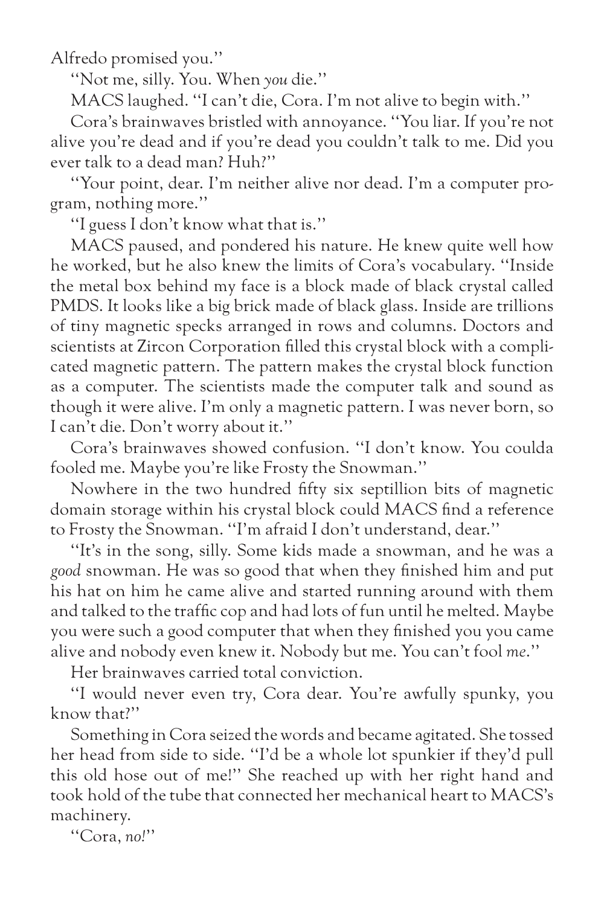Alfredo promised you.''

''Not me, silly. You. When *you* die.''

MACS laughed. ''I can't die, Cora. I'm not alive to begin with.''

Cora's brainwaves bristled with annoyance. ''You liar. If you're not alive you're dead and if you're dead you couldn't talk to me. Did you ever talk to a dead man? Huh?''

''Your point, dear. I'm neither alive nor dead. I'm a computer program, nothing more.''

''I guess I don't know what that is.''

MACS paused, and pondered his nature. He knew quite well how he worked, but he also knew the limits of Cora's vocabulary. ''Inside the metal box behind my face is a block made of black crystal called PMDS. It looks like a big brick made of black glass. Inside are trillions of tiny magnetic specks arranged in rows and columns. Doctors and scientists at Zircon Corporation filled this crystal block with a complicated magnetic pattern. The pattern makes the crystal block function as a computer. The scientists made the computer talk and sound as though it were alive. I'm only a magnetic pattern. I was never born, so I can't die. Don't worry about it.''

Cora's brainwaves showed confusion. ''I don't know. You coulda fooled me. Maybe you're like Frosty the Snowman.''

Nowhere in the two hundred fifty six septillion bits of magnetic domain storage within his crystal block could MACS find a reference to Frosty the Snowman. ''I'm afraid I don't understand, dear.''

''It's in the song, silly. Some kids made a snowman, and he was a *good* snowman. He was so good that when they finished him and put his hat on him he came alive and started running around with them and talked to the traffic cop and had lots of fun until he melted. Maybe you were such a good computer that when they finished you you came alive and nobody even knew it. Nobody but me. You can't fool *me*.''

Her brainwaves carried total conviction.

''I would never even try, Cora dear. You're awfully spunky, you know that?''

Something in Cora seized the words and became agitated. She tossed her head from side to side. ''I'd be a whole lot spunkier if they'd pull this old hose out of me!'' She reached up with her right hand and took hold of the tube that connected her mechanical heart to MACS's machinery.

''Cora, *no!*''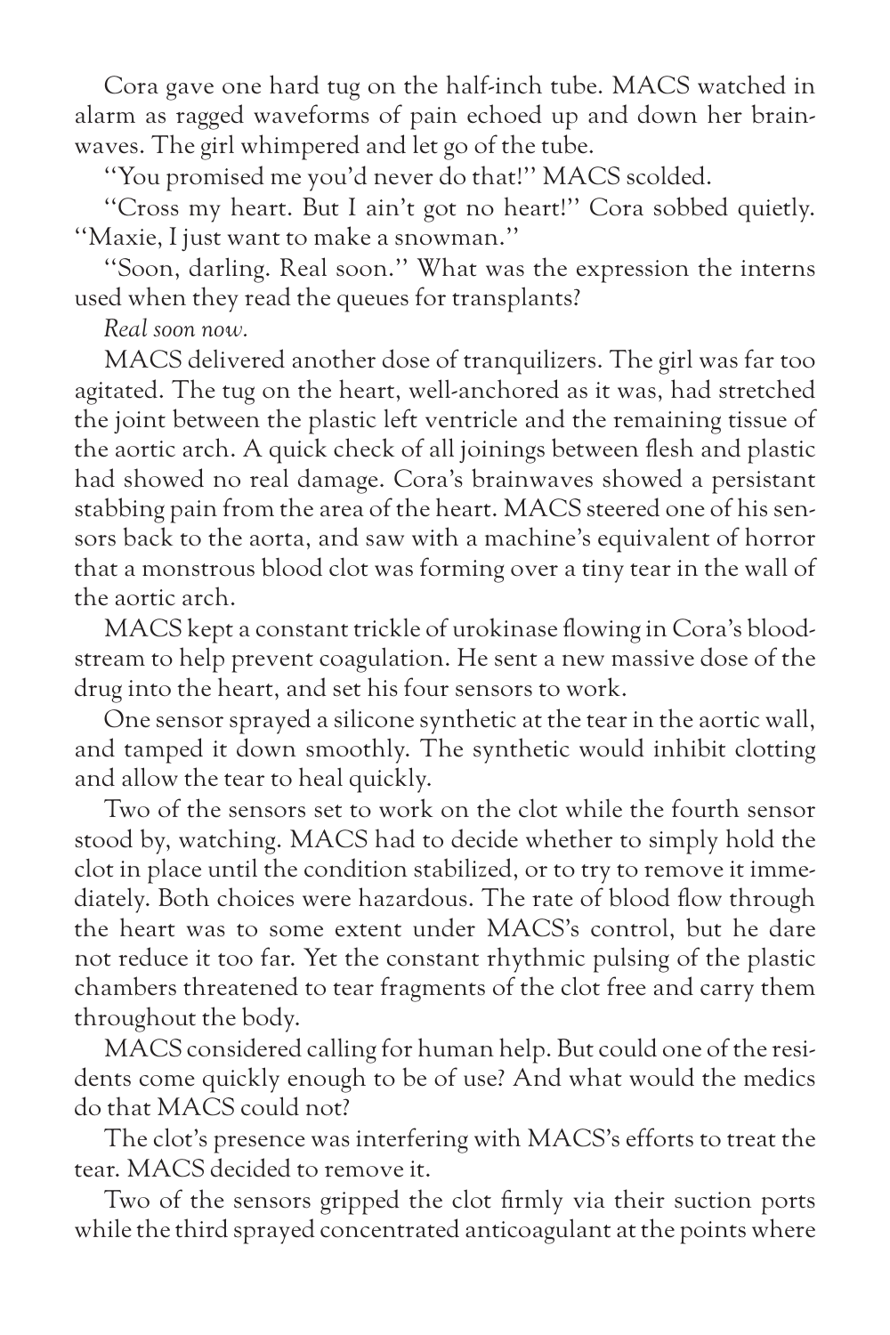Cora gave one hard tug on the half-inch tube. MACS watched in alarm as ragged waveforms of pain echoed up and down her brainwaves. The girl whimpered and let go of the tube.

"You promised me you'd never do that!" MACS scolded.

"Cross my heart. But I ain't got no heart!" Cora sobbed quietly. "Maxie, I just want to make a snowman."

"Soon, darling. Real soon." What was the expression the interns used when they read the queues for transplants?

*Real soon now.*

MACS delivered another dose of tranquilizers. The girl was far too agitated. The tug on the heart, well-anchored as it was, had stretched the joint between the plastic left ventricle and the remaining tissue of the aortic arch. A quick check of all joinings between flesh and plastic had showed no real damage. Cora's brainwaves showed a persistant stabbing pain from the area of the heart. MACS steered one of his sensors back to the aorta, and saw with a machine's equivalent of horror that a monstrous blood clot was forming over a tiny tear in the wall of the aortic arch.

MACS kept a constant trickle of urokinase flowing in Cora's bloodstream to help prevent coagulation. He sent a new massive dose of the drug into the heart, and set his four sensors to work.

One sensor sprayed a silicone synthetic at the tear in the aortic wall, and tamped it down smoothly. The synthetic would inhibit clotting and allow the tear to heal quickly.

Two of the sensors set to work on the clot while the fourth sensor stood by, watching. MACS had to decide whether to simply hold the clot in place until the condition stabilized, or to try to remove it immediately. Both choices were hazardous. The rate of blood flow through the heart was to some extent under MACS's control, but he dare not reduce it too far. Yet the constant rhythmic pulsing of the plastic chambers threatened to tear fragments of the clot free and carry them throughout the body.

MACS considered calling for human help. But could one of the residents come quickly enough to be of use? And what would the medics do that MACS could not?

The clot's presence was interfering with MACS's efforts to treat the tear. MACS decided to remove it.

Two of the sensors gripped the clot firmly via their suction ports while the third sprayed concentrated anticoagulant at the points where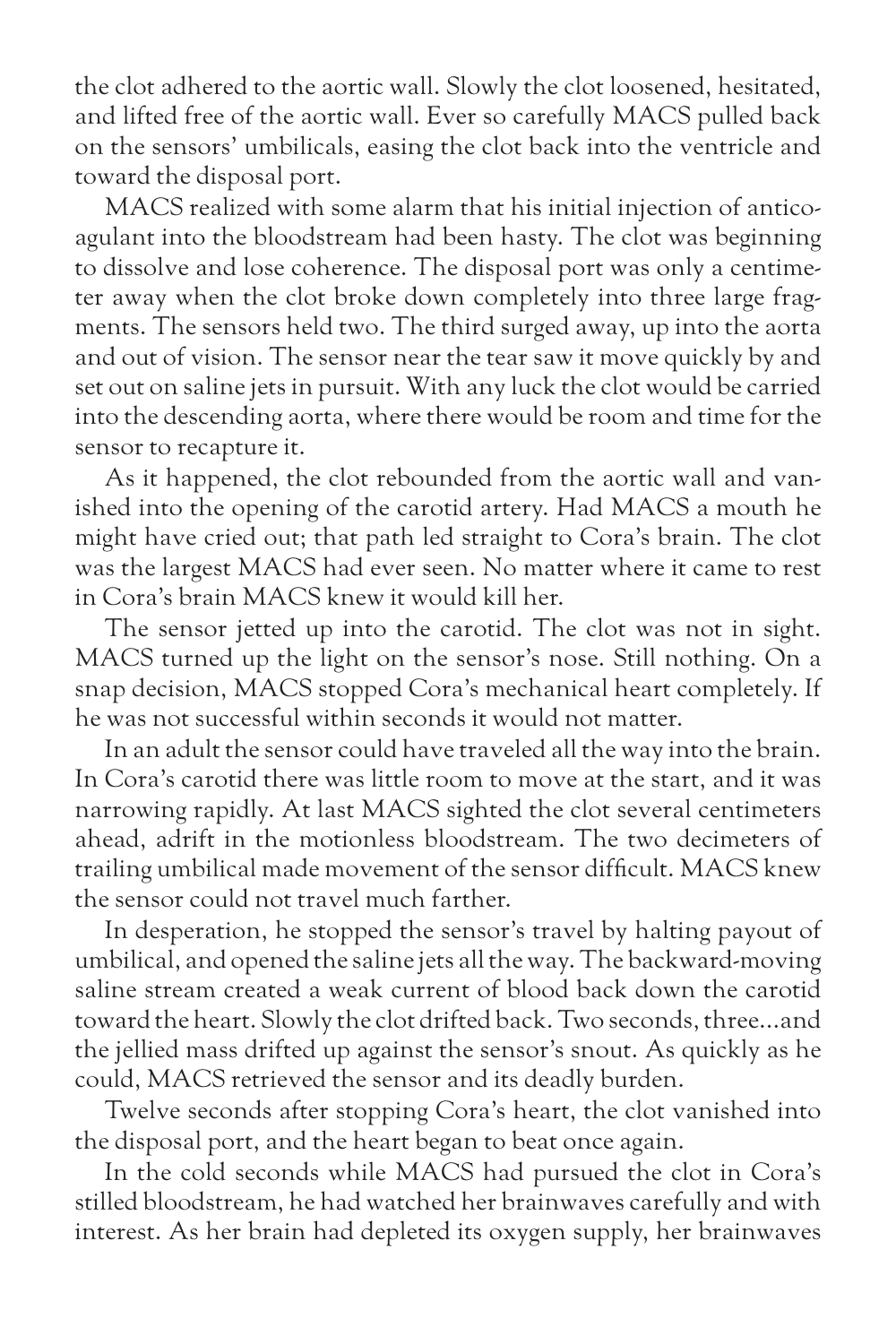the clot adhered to the aortic wall. Slowly the clot loosened, hesitated, and lifted free of the aortic wall. Ever so carefully MACS pulled back on the sensors' umbilicals, easing the clot back into the ventricle and toward the disposal port.

MACS realized with some alarm that his initial injection of anticoagulant into the bloodstream had been hasty. The clot was beginning to dissolve and lose coherence. The disposal port was only a centimeter away when the clot broke down completely into three large fragments. The sensors held two. The third surged away, up into the aorta and out of vision. The sensor near the tear saw it move quickly by and set out on saline jets in pursuit. With any luck the clot would be carried into the descending aorta, where there would be room and time for the sensor to recapture it.

As it happened, the clot rebounded from the aortic wall and vanished into the opening of the carotid artery. Had MACS a mouth he might have cried out; that path led straight to Cora's brain. The clot was the largest MACS had ever seen. No matter where it came to rest in Cora's brain MACS knew it would kill her.

The sensor jetted up into the carotid. The clot was not in sight. MACS turned up the light on the sensor's nose. Still nothing. On a snap decision, MACS stopped Cora's mechanical heart completely. If he was not successful within seconds it would not matter.

In an adult the sensor could have traveled all the way into the brain. In Cora's carotid there was little room to move at the start, and it was narrowing rapidly. At last MACS sighted the clot several centimeters ahead, adrift in the motionless bloodstream. The two decimeters of trailing umbilical made movement of the sensor difficult. MACS knew the sensor could not travel much farther.

In desperation, he stopped the sensor's travel by halting payout of umbilical, and opened the saline jets all the way. The backward-moving saline stream created a weak current of blood back down the carotid toward the heart. Slowly the clot drifted back. Two seconds, three...and the jellied mass drifted up against the sensor's snout. As quickly as he could, MACS retrieved the sensor and its deadly burden.

Twelve seconds after stopping Cora's heart, the clot vanished into the disposal port, and the heart began to beat once again.

In the cold seconds while MACS had pursued the clot in Cora's stilled bloodstream, he had watched her brainwaves carefully and with interest. As her brain had depleted its oxygen supply, her brainwaves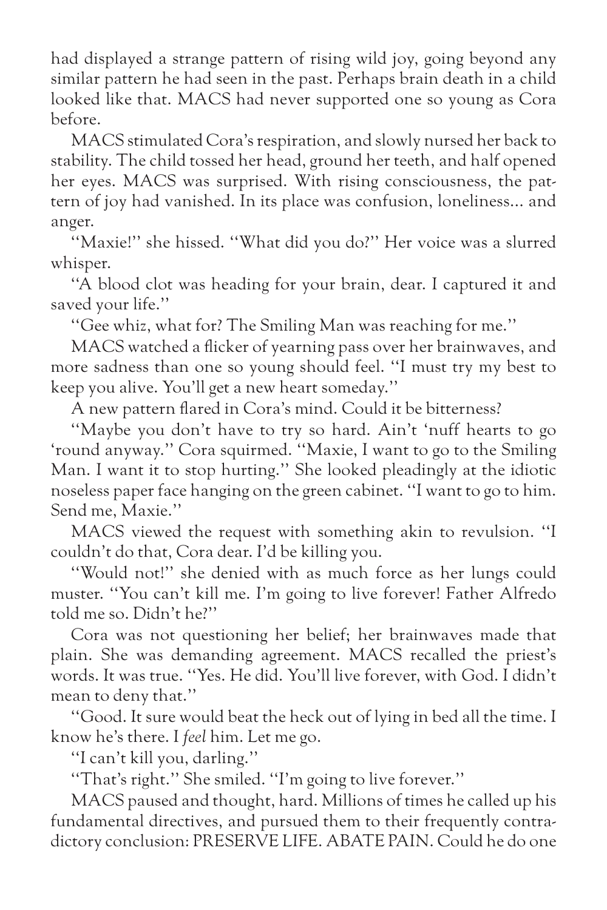had displayed a strange pattern of rising wild joy, going beyond any similar pattern he had seen in the past. Perhaps brain death in a child looked like that. MACS had never supported one so young as Cora before.

MACS stimulated Cora's respiration, and slowly nursed her back to stability. The child tossed her head, ground her teeth, and half opened her eyes. MACS was surprised. With rising consciousness, the pattern of joy had vanished. In its place was confusion, loneliness… and anger.

"Maxie!" she hissed. "What did you do?" Her voice was a slurred whisper.

"A blood clot was heading for your brain, dear. I captured it and saved your life."

"Gee whiz, what for? The Smiling Man was reaching for me."

MACS watched a flicker of yearning pass over her brainwaves, and more sadness than one so young should feel. "I must try my best to keep you alive. You'll get a new heart someday."

A new pattern flared in Cora's mind. Could it be bitterness?

"Maybe you don't have to try so hard. Ain't 'nuff hearts to go 'round anyway." Cora squirmed. "Maxie, I want to go to the Smiling Man. I want it to stop hurting." She looked pleadingly at the idiotic noseless paper face hanging on the green cabinet. "I want to go to him. Send me, Maxie."

MACS viewed the request with something akin to revulsion. "I couldn't do that, Cora dear. I'd be killing you.

"Would not!" she denied with as much force as her lungs could muster. "You can't kill me. I'm going to live forever! Father Alfredo told me so. Didn't he?"

Cora was not questioning her belief; her brainwaves made that plain. She was demanding agreement. MACS recalled the priest's words. It was true. "Yes. He did. You'll live forever, with God. I didn't mean to deny that."

"Good. It sure would beat the heck out of lying in bed all the time. I know he's there. I *feel* him. Let me go.

"I can't kill you, darling."

"That's right." She smiled. "I'm going to live forever."

MACS paused and thought, hard. Millions of times he called up his fundamental directives, and pursued them to their frequently contradictory conclusion: PRESERVE LIFE. ABATE PAIN. Could he do one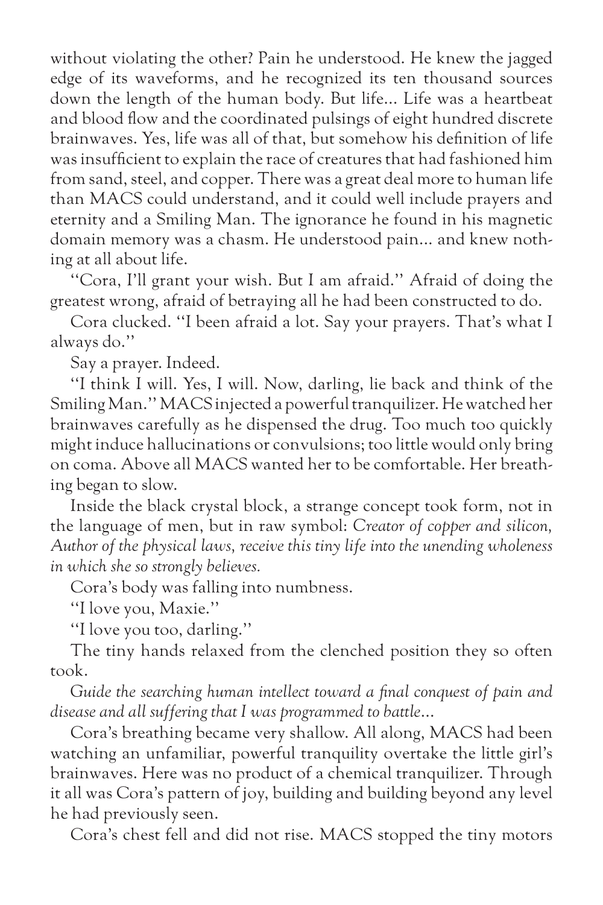without violating the other? Pain he understood. He knew the jagged edge of its waveforms, and he recognized its ten thousand sources down the length of the human body. But life… Life was a heartbeat and blood flow and the coordinated pulsings of eight hundred discrete brainwaves. Yes, life was all of that, but somehow his definition of life was insufficient to explain the race of creatures that had fashioned him from sand, steel, and copper. There was a great deal more to human life than MACS could understand, and it could well include prayers and eternity and a Smiling Man. The ignorance he found in his magnetic domain memory was a chasm. He understood pain… and knew nothing at all about life.

"Cora, I'll grant your wish. But I am afraid." Afraid of doing the greatest wrong, afraid of betraying all he had been constructed to do.

Cora clucked. "I been afraid a lot. Say your prayers. That's what I always do."

Say a prayer. Indeed.

"I think I will. Yes, I will. Now, darling, lie back and think of the Smiling Man." MACS injected a powerful tranquilizer. He watched her brainwaves carefully as he dispensed the drug. Too much too quickly might induce hallucinations or convulsions; too little would only bring on coma. Above all MACS wanted her to be comfortable. Her breathing began to slow.

Inside the black crystal block, a strange concept took form, not in the language of men, but in raw symbol: *Creator of copper and silicon, Author of the physical laws, receive this tiny life into the unending wholeness in which she so strongly believes.*

Cora's body was falling into numbness.

"I love you, Maxie."

"I love you too, darling."

The tiny hands relaxed from the clenched position they so often took.

*Guide the searching human intellect toward a final conquest of pain and disease and all suffering that I was programmed to battle…*

Cora's breathing became very shallow. All along, MACS had been watching an unfamiliar, powerful tranquility overtake the little girl's brainwaves. Here was no product of a chemical tranquilizer. Through it all was Cora's pattern of joy, building and building beyond any level he had previously seen.

Cora's chest fell and did not rise. MACS stopped the tiny motors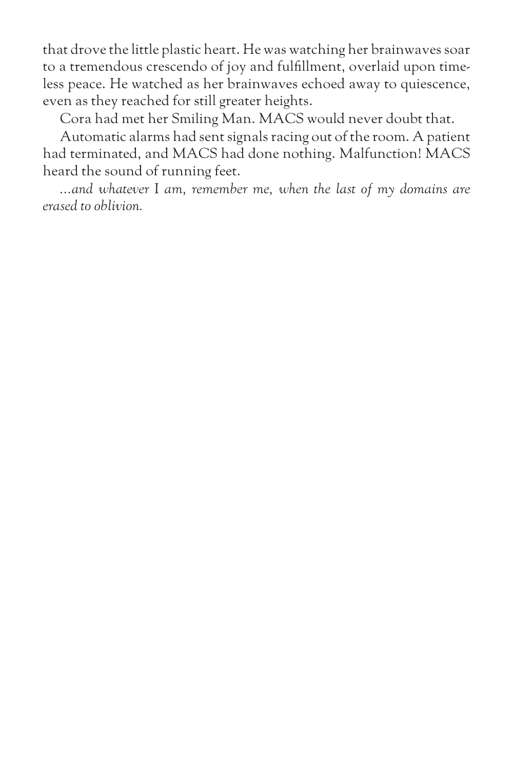that drove the little plastic heart. He was watching her brainwaves soar to a tremendous crescendo of joy and fulfillment, overlaid upon timeless peace. He watched as her brainwaves echoed away to quiescence, even as they reached for still greater heights.

Cora had met her Smiling Man. MACS would never doubt that.

Automatic alarms had sent signals racing out of the room. A patient had terminated, and MACS had done nothing. Malfunction! MACS heard the sound of running feet.

*...and whatever* I *am, remember me, when the last of my domains are erased to oblivion.*